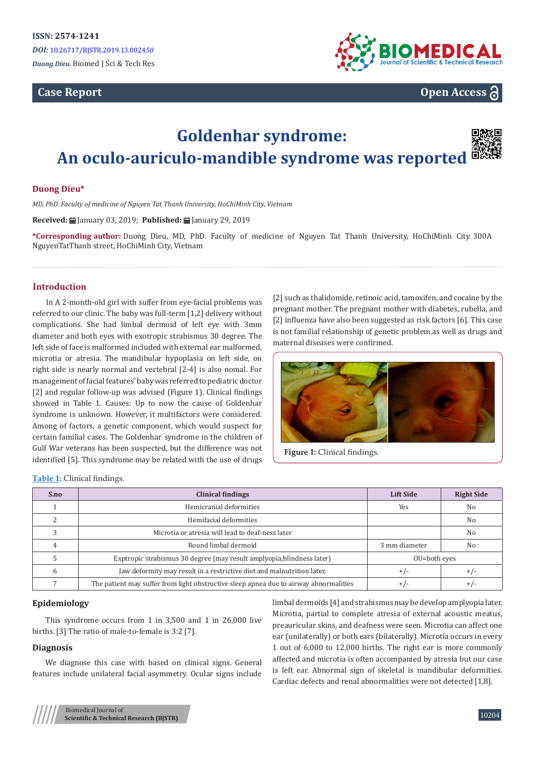ISSN: 2574-1241

*DOI:* 10.26717/BJSTR.2019.13.002450

*Duong Dieu.* Biomed J Sci & Tech Res

**Case Report** **Open Access**

# Goldenhar syndrome: An oculo-auriculo-mandible syndrome was reported

**Duong Dieu***

*MD, PhD. Faculty of medicine of Nguyen Tat Thanh University, HoChiMinh City, Vietnam*

**Received:** January 03, 2019; **Published:** January 29, 2019

***Corresponding author:** Duong Dieu, MD, PhD. Faculty of medicine of Nguyen Tat Thanh University, HoChiMinh City. 300A NguyenTatThanh street, HoChiMinh City, Vietnam

## Introduction

In A 2-month-old girl with suffer from eye-facial problems was referred to our clinic. The baby was full-term [1,2] delivery without complications. She had limbal dermoid of left eye with 3mm diameter and both eyes with exotropic strabismus 30 degree. The left side of face is malformed included with external ear malformed, microtia or atresia. The mandibular hypoplasia on left side, on right side is nearly normal and vertebral [2-4] is also nomal. For management of facial features' baby was referred to pediatric doctor [2] and regular follow-up was advised (Figure 1). Clinical findings showed in Table 1. Causes: Up to now the cause of Goldenhar syndrome is unknown. However, it multifactors were considered. Among of factors, a genetic component, which would suspect for certain familial cases. The Goldenhar syndrome in the children of Gulf War veterans has been suspected, but the difference was not identified [5]. This syndrome may be related with the use of drugs [2] such as thalidomide, retinoic acid, tamoxifen, and cocaine by the pregnant mother. The pregnant mother with diabetes, rubella, and [2] influenza have also been suggested as risk factors [6]. This case is not familial relationship of genetic problem.as well as drugs and maternal diseases were confirmed.

**Figure 1:** Clinical findings.

**Table 1:** Clinical findings.

| S.no | Clinical findings | Lift Side | Right Side |
|---|---|---|---|
| 1 | Hemicranial deformities | Yes | No |
| 2 | Hemifacial deformities | | No |
| 3 | Microtia or atresia will lead to deaf-ness later | | No |
| 4 | Round limbal dermoid | 3 mm diameter | No |
| 5 | Exptropic strabismus 30 degree (may result amplyopia,blindness later) | OU=both eyes | |
| 6 | Jaw deformity may result in a restrictive diet and malnutrition later, | +/- | +/- |
| 7 | The patient may suffer from light obstructive sleep apnea due to airway abnormalities | +/- | +/- |

## Epidemiology

This syndrome occurs from 1 in 3,500 and 1 in 26,000 live births. [3] The ratio of male-to-female is 3:2 [7].

## Diagnosis

We diagnose this case with based on clinical signs. General features include unilateral facial asymmetry. Ocular signs include limbal dermoids [4] and strabismus may be develop amplyopia later. Microtia, partial to complete atresia of external acoustic meatus, preauricular skins, and deafness were seen. Microtia can affect one ear (unilaterally) or both ears (bilaterally). Microtia occurs in every 1 out of 6,000 to 12,000 births. The right ear is more commonly affected and microtia is often accompanied by atresia but our case is left ear. Abnormal sign of skeletal is mandibular deformities. Cardiac defects and renal abnormalities were not detected [1,8].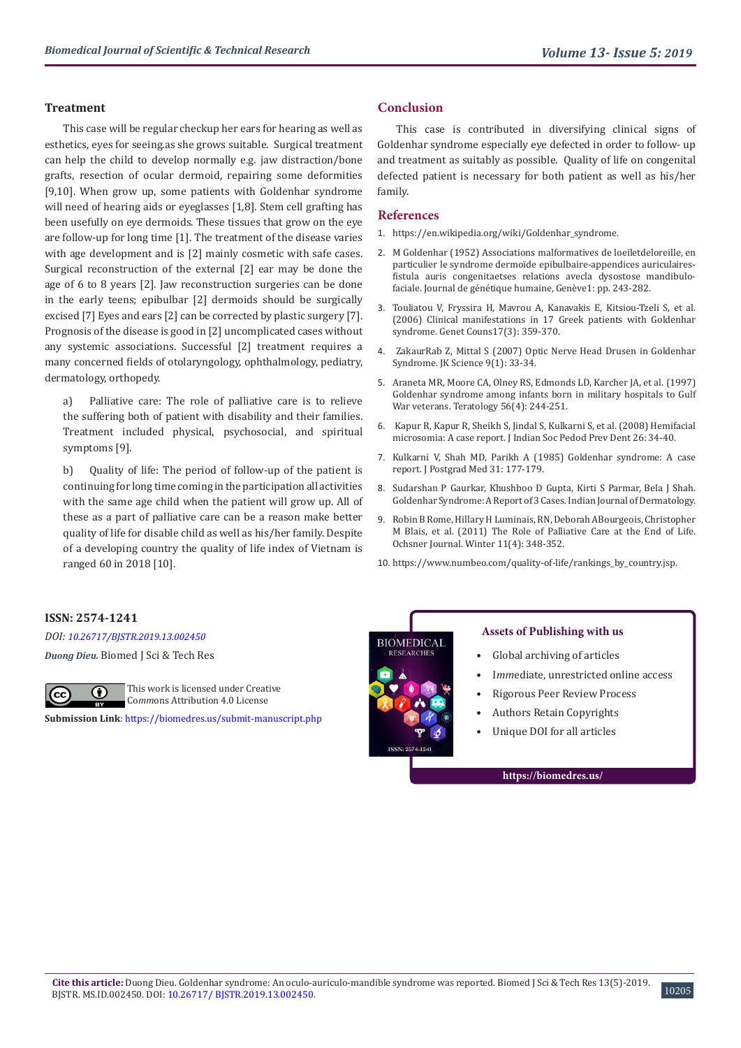## Treatment

This case will be regular checkup her ears for hearing as well as esthetics, eyes for seeing.as she grows suitable. Surgical treatment can help the child to develop normally e.g. jaw distraction/bone grafts, resection of ocular dermoid, repairing some deformities [9,10]. When grow up, some patients with Goldenhar syndrome will need of hearing aids or eyeglasses [1,8]. Stem cell grafting has been usefully on eye dermoids. These tissues that grow on the eye are follow-up for long time [1]. The treatment of the disease varies with age development and is [2] mainly cosmetic with safe cases. Surgical reconstruction of the external [2] ear may be done the age of 6 to 8 years [2]. Jaw reconstruction surgeries can be done in the early teens; epibulbar [2] dermoids should be surgically excised [7] Eyes and ears [2] can be corrected by plastic surgery [7]. Prognosis of the disease is good in [2] uncomplicated cases without any systemic associations. Successful [2] treatment requires a many concerned fields of otolaryngology, ophthalmology, pediatry, dermatology, orthopedy.

a) Palliative care: The role of palliative care is to relieve the suffering both of patient with disability and their families. Treatment included physical, psychosocial, and spiritual symptoms [9].

b) Quality of life: The period of follow-up of the patient is continuing for long time coming in the participation all activities with the same age child when the patient will grow up. All of these as a part of palliative care can be a reason make better quality of life for disable child as well as his/her family. Despite of a developing country the quality of life index of Vietnam is ranged 60 in 2018 [10].

## Conclusion

This case is contributed in diversifying clinical signs of Goldenhar syndrome especially eye defected in order to follow- up and treatment as suitably as possible. Quality of life on congenital defected patient is necessary for both patient as well as his/her family.

## References

1. https://en.wikipedia.org/wiki/Goldenhar_syndrome.
2. M Goldenhar (1952) Associations malformatives de loeiletdeloreille, en particulier le syndrome dermoïde epibulbaire-appendices auriculaires-fistula auris congenitaetses relations avecla dysostose mandibulo-faciale. Journal de génétique humaine, Genève1: pp. 243-282.
3. Touliatou V, Fryssira H, Mavrou A, Kanavakis E, Kitsiou-Tzeli S, et al. (2006) Clinical manifestations in 17 Greek patients with Goldenhar syndrome. Genet Couns17(3): 359-370.
4. ZakaurRab Z, Mittal S (2007) Optic Nerve Head Drusen in Goldenhar Syndrome. JK Science 9(1): 33-34.
5. Araneta MR, Moore CA, Olney RS, Edmonds LD, Karcher JA, et al. (1997) Goldenhar syndrome among infants born in military hospitals to Gulf War veterans. Teratology 56(4): 244-251.
6. Kapur R, Kapur R, Sheikh S, Jindal S, Kulkarni S, et al. (2008) Hemifacial microsomia: A case report. J Indian Soc Pedod Prev Dent 26: 34-40.
7. Kulkarni V, Shah MD, Parikh A (1985) Goldenhar syndrome: A case report. J Postgrad Med 31: 177-179.
8. Sudarshan P Gaurkar, Khushboo D Gupta, Kirti S Parmar, Bela J Shah. Goldenhar Syndrome: A Report of 3 Cases. Indian Journal of Dermatology.
9. Robin B Rome, Hillary H Luminais, RN, Deborah A Bourgeois, Christopher M Blais, et al. (2011) The Role of Palliative Care at the End of Life. Ochsner Journal. Winter 11(4): 348-352.
10. https://www.numbeo.com/quality-of-life/rankings_by_country.jsp.

**ISSN: 2574-1241**

*DOI: 10.26717/BJSTR.2019.13.002450*

*Duong Dieu.* Biomed J Sci & Tech Res

This work is licensed under Creative Commons Attribution 4.0 License

**Submission Link**: https://biomedres.us/submit-manuscript.php

**Assets of Publishing with us**

- Global archiving of articles
- Immediate, unrestricted online access
- Rigorous Peer Review Process
- Authors Retain Copyrights
- Unique DOI for all articles

https://biomedres.us/

**Cite this article:** Duong Dieu. Goldenhar syndrome: An oculo-auriculo-mandible syndrome was reported. Biomed J Sci & Tech Res 13(5)-2019. BJSTR. MS.ID.002450. DOI: 10.26717/ BJSTR.2019.13.002450.